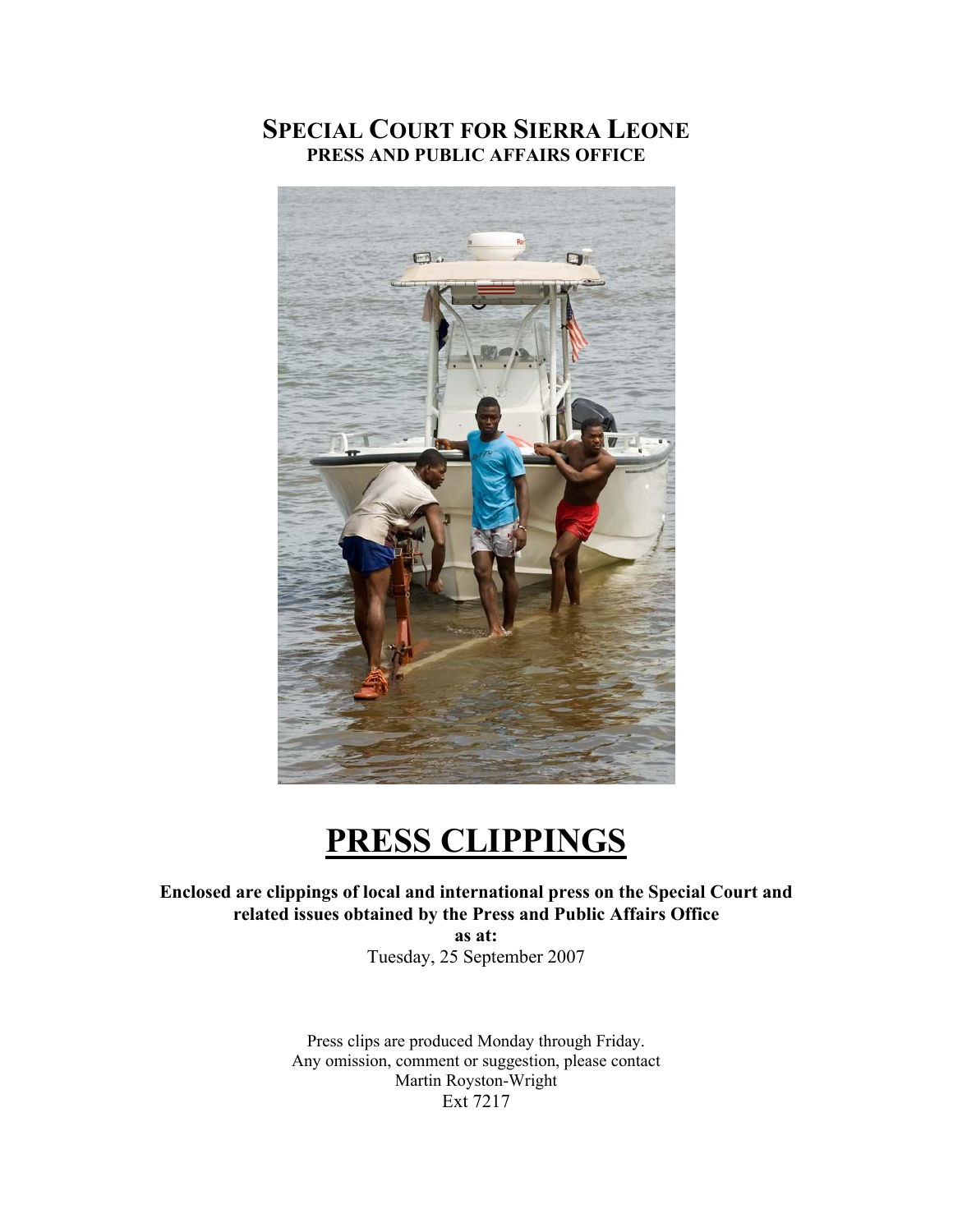# SPECIAL COURT FOR SIERRA LEONE

**PRESS AND PUBLIC AFFAIRS OFFICE**

# PRESS CLIPPINGS

**Enclosed are clippings of local and international press on the Special Court and related issues obtained by the Press and Public Affairs Office**

**as at:**

Tuesday, 25 September 2007

Press clips are produced Monday through Friday.
Any omission, comment or suggestion, please contact
Martin Royston-Wright
Ext 7217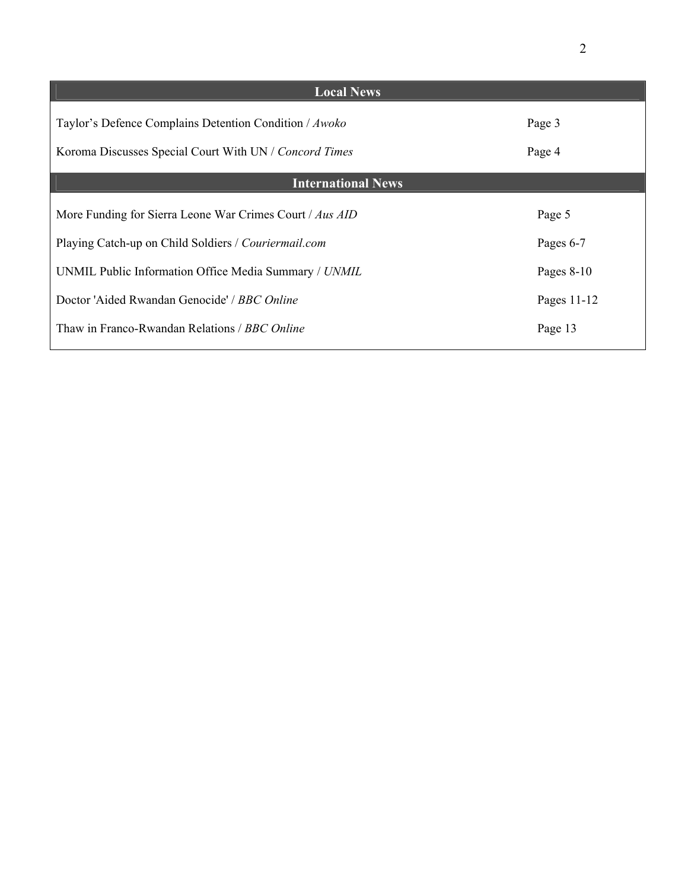## Local News

| | |
|---|---|
| Taylor’s Defence Complains Detention Condition / *Awoko* | Page 3 |
| Koroma Discusses Special Court With UN / *Concord Times* | Page 4 |

## International News

| | |
|---|---|
| More Funding for Sierra Leone War Crimes Court / *Aus AID* | Page 5 |
| Playing Catch-up on Child Soldiers / *Couriermail.com* | Pages 6-7 |
| UNMIL Public Information Office Media Summary / *UNMIL* | Pages 8-10 |
| Doctor 'Aided Rwandan Genocide' / *BBC Online* | Pages 11-12 |
| Thaw in Franco-Rwandan Relations / *BBC Online* | Page 13 |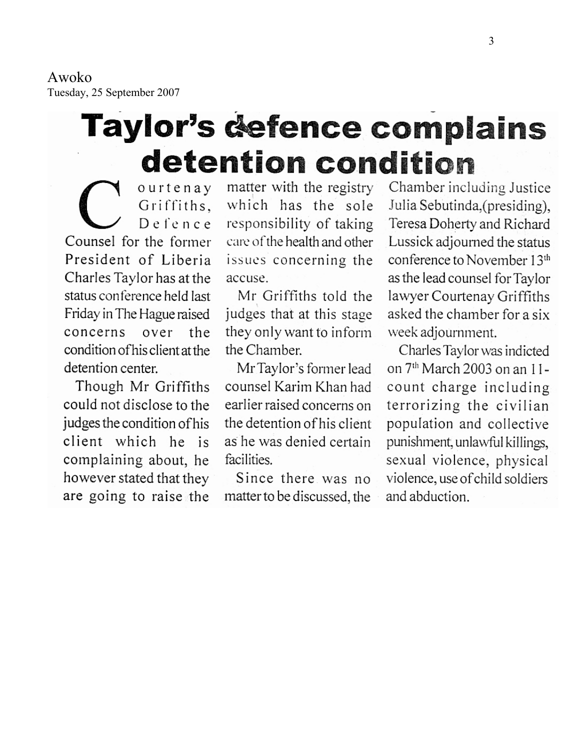Awoko
Tuesday, 25 September 2007

# Taylor's defence complains detention condition

Courtenay Griffiths, Defence Counsel for the former President of Liberia Charles Taylor has at the status conference held last Friday in The Hague raised concerns over the condition of his client at the detention center.

Though Mr Griffiths could not disclose to the judges the condition of his client which he is complaining about, he however stated that they are going to raise the matter with the registry which has the sole responsibility of taking care of the health and other issues concerning the accuse.

Mr Griffiths told the judges that at this stage they only want to inform the Chamber.

Mr Taylor's former lead counsel Karim Khan had earlier raised concerns on the detention of his client as he was denied certain facilities.

Since there was no matter to be discussed, the Chamber including Justice Julia Sebutinda,(presiding), Teresa Doherty and Richard Lussick adjourned the status conference to November 13th as the lead counsel for Taylor lawyer Courtenay Griffiths asked the chamber for a six week adjournment.

Charles Taylor was indicted on 7th March 2003 on an 11-count charge including terrorizing the civilian population and collective punishment, unlawful killings, sexual violence, physical violence, use of child soldiers and abduction.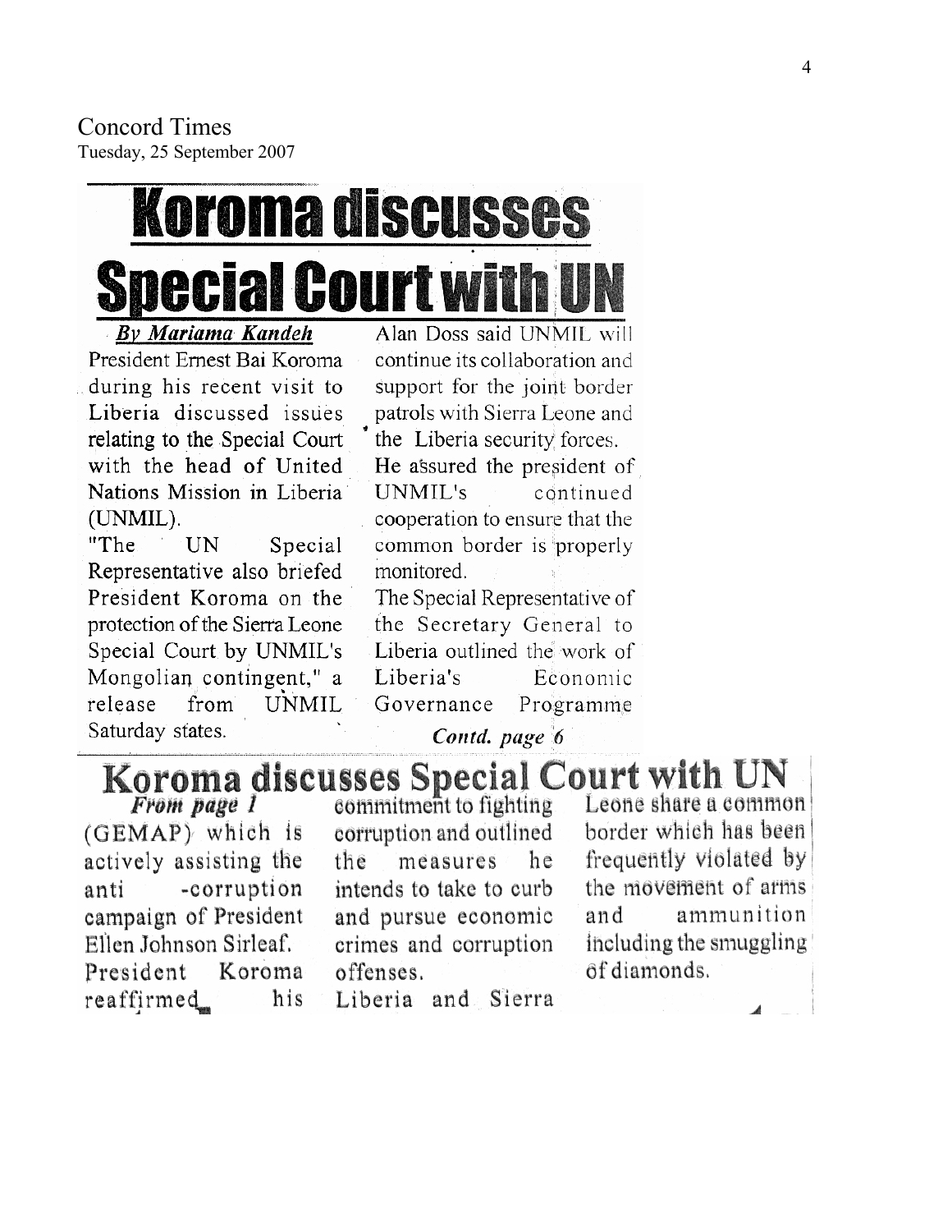Concord Times
Tuesday, 25 September 2007

# Koroma discusses Special Court with UN

***By Mariama Kandeh***

President Ernest Bai Koroma during his recent visit to Liberia discussed issues relating to the Special Court with the head of United Nations Mission in Liberia (UNMIL).

"The UN Special Representative also briefed President Koroma on the protection of the Sierra Leone Special Court by UNMIL's Mongolian contingent," a release from UNMIL Saturday states.

Alan Doss said UNMIL will continue its collaboration and support for the joint border patrols with Sierra Leone and the Liberia security forces.

He assured the president of UNMIL's continued cooperation to ensure that the common border is properly monitored.

The Special Representative of the Secretary General to Liberia outlined the work of Liberia's Economic Governance Programme

***Contd. page 6***

## Koroma discusses Special Court with UN

***From page 1***

(GEMAP) which is actively assisting the anti -corruption campaign of President Ellen Johnson Sirleaf.

President Koroma reaffirmed his commitment to fighting corruption and outlined the measures he intends to take to curb and pursue economic crimes and corruption offenses.

Liberia and Sierra Leone share a common border which has been frequently violated by the movement of arms and ammunition including the smuggling of diamonds.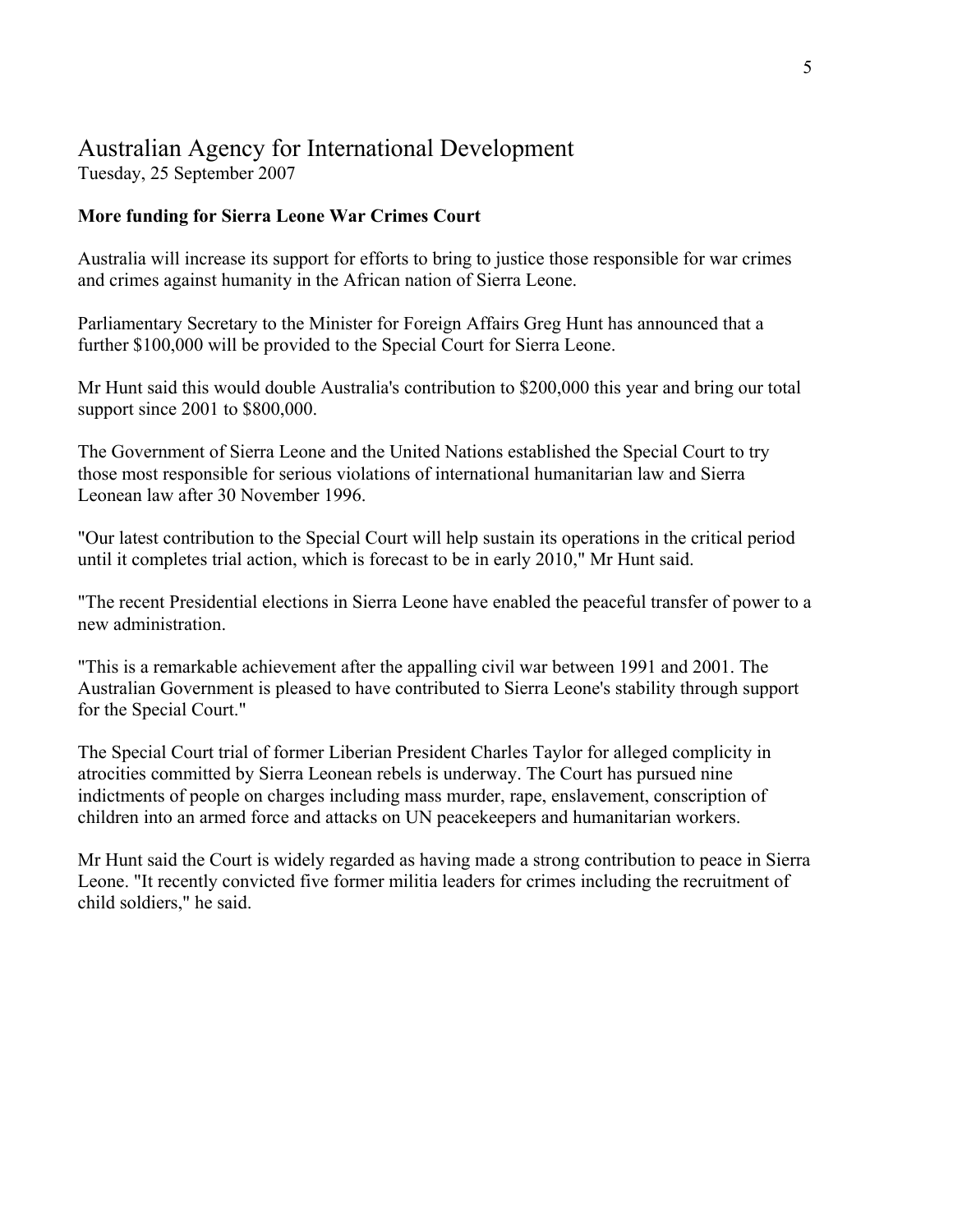# Australian Agency for International Development

Tuesday, 25 September 2007

**More funding for Sierra Leone War Crimes Court**

Australia will increase its support for efforts to bring to justice those responsible for war crimes and crimes against humanity in the African nation of Sierra Leone.

Parliamentary Secretary to the Minister for Foreign Affairs Greg Hunt has announced that a further $100,000 will be provided to the Special Court for Sierra Leone.

Mr Hunt said this would double Australia's contribution to $200,000 this year and bring our total support since 2001 to $800,000.

The Government of Sierra Leone and the United Nations established the Special Court to try those most responsible for serious violations of international humanitarian law and Sierra Leonean law after 30 November 1996.

"Our latest contribution to the Special Court will help sustain its operations in the critical period until it completes trial action, which is forecast to be in early 2010," Mr Hunt said.

"The recent Presidential elections in Sierra Leone have enabled the peaceful transfer of power to a new administration.

"This is a remarkable achievement after the appalling civil war between 1991 and 2001. The Australian Government is pleased to have contributed to Sierra Leone's stability through support for the Special Court."

The Special Court trial of former Liberian President Charles Taylor for alleged complicity in atrocities committed by Sierra Leonean rebels is underway. The Court has pursued nine indictments of people on charges including mass murder, rape, enslavement, conscription of children into an armed force and attacks on UN peacekeepers and humanitarian workers.

Mr Hunt said the Court is widely regarded as having made a strong contribution to peace in Sierra Leone. "It recently convicted five former militia leaders for crimes including the recruitment of child soldiers," he said.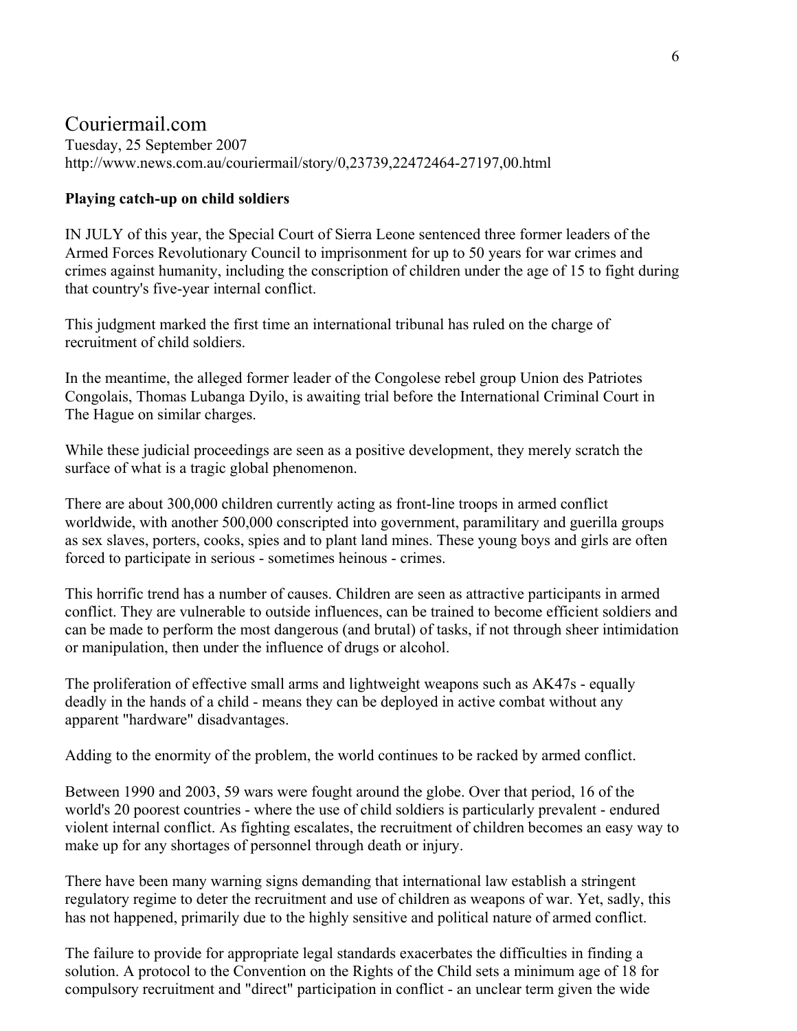## Couriermail.com

Tuesday, 25 September 2007
http://www.news.com.au/couriermail/story/0,23739,22472464-27197,00.html

**Playing catch-up on child soldiers**

IN JULY of this year, the Special Court of Sierra Leone sentenced three former leaders of the Armed Forces Revolutionary Council to imprisonment for up to 50 years for war crimes and crimes against humanity, including the conscription of children under the age of 15 to fight during that country's five-year internal conflict.

This judgment marked the first time an international tribunal has ruled on the charge of recruitment of child soldiers.

In the meantime, the alleged former leader of the Congolese rebel group Union des Patriotes Congolais, Thomas Lubanga Dyilo, is awaiting trial before the International Criminal Court in The Hague on similar charges.

While these judicial proceedings are seen as a positive development, they merely scratch the surface of what is a tragic global phenomenon.

There are about 300,000 children currently acting as front-line troops in armed conflict worldwide, with another 500,000 conscripted into government, paramilitary and guerilla groups as sex slaves, porters, cooks, spies and to plant land mines. These young boys and girls are often forced to participate in serious - sometimes heinous - crimes.

This horrific trend has a number of causes. Children are seen as attractive participants in armed conflict. They are vulnerable to outside influences, can be trained to become efficient soldiers and can be made to perform the most dangerous (and brutal) of tasks, if not through sheer intimidation or manipulation, then under the influence of drugs or alcohol.

The proliferation of effective small arms and lightweight weapons such as AK47s - equally deadly in the hands of a child - means they can be deployed in active combat without any apparent "hardware" disadvantages.

Adding to the enormity of the problem, the world continues to be racked by armed conflict.

Between 1990 and 2003, 59 wars were fought around the globe. Over that period, 16 of the world's 20 poorest countries - where the use of child soldiers is particularly prevalent - endured violent internal conflict. As fighting escalates, the recruitment of children becomes an easy way to make up for any shortages of personnel through death or injury.

There have been many warning signs demanding that international law establish a stringent regulatory regime to deter the recruitment and use of children as weapons of war. Yet, sadly, this has not happened, primarily due to the highly sensitive and political nature of armed conflict.

The failure to provide for appropriate legal standards exacerbates the difficulties in finding a solution. A protocol to the Convention on the Rights of the Child sets a minimum age of 18 for compulsory recruitment and "direct" participation in conflict - an unclear term given the wide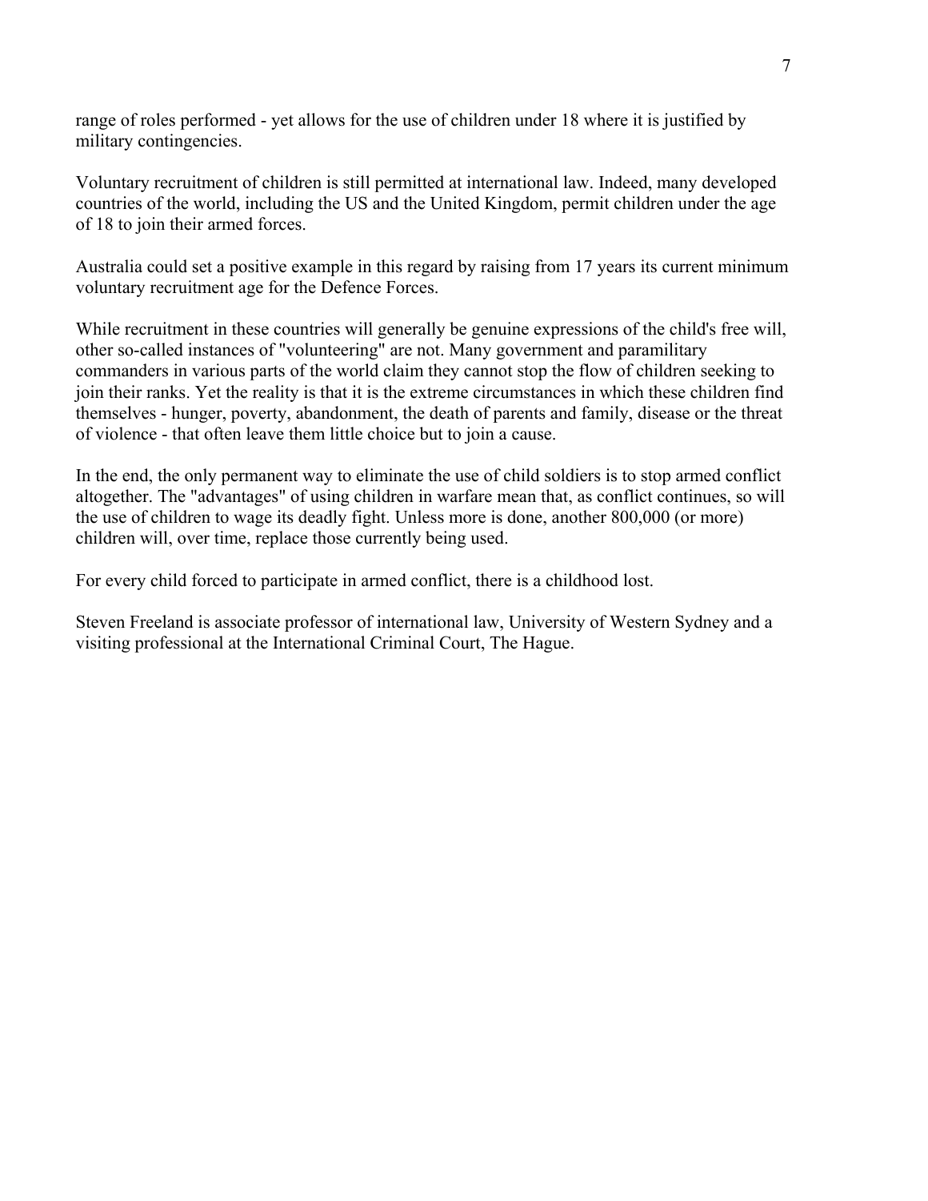range of roles performed - yet allows for the use of children under 18 where it is justified by military contingencies.

Voluntary recruitment of children is still permitted at international law. Indeed, many developed countries of the world, including the US and the United Kingdom, permit children under the age of 18 to join their armed forces.

Australia could set a positive example in this regard by raising from 17 years its current minimum voluntary recruitment age for the Defence Forces.

While recruitment in these countries will generally be genuine expressions of the child's free will, other so-called instances of "volunteering" are not. Many government and paramilitary commanders in various parts of the world claim they cannot stop the flow of children seeking to join their ranks. Yet the reality is that it is the extreme circumstances in which these children find themselves - hunger, poverty, abandonment, the death of parents and family, disease or the threat of violence - that often leave them little choice but to join a cause.

In the end, the only permanent way to eliminate the use of child soldiers is to stop armed conflict altogether. The "advantages" of using children in warfare mean that, as conflict continues, so will the use of children to wage its deadly fight. Unless more is done, another 800,000 (or more) children will, over time, replace those currently being used.

For every child forced to participate in armed conflict, there is a childhood lost.

Steven Freeland is associate professor of international law, University of Western Sydney and a visiting professional at the International Criminal Court, The Hague.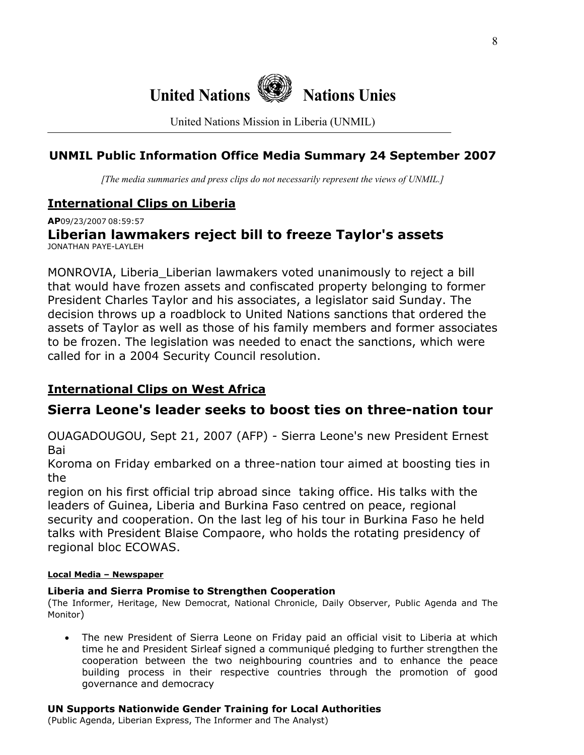# United Nations Nations Unies

United Nations Mission in Liberia (UNMIL)

## UNMIL Public Information Office Media Summary 24 September 2007

*[The media summaries and press clips do not necessarily represent the views of UNMIL.]*

## International Clips on Liberia

**AP**09/23/2007 08:59:57

### Liberian lawmakers reject bill to freeze Taylor's assets

JONATHAN PAYE-LAYLEH

MONROVIA, Liberia_Liberian lawmakers voted unanimously to reject a bill that would have frozen assets and confiscated property belonging to former President Charles Taylor and his associates, a legislator said Sunday. The decision throws up a roadblock to United Nations sanctions that ordered the assets of Taylor as well as those of his family members and former associates to be frozen. The legislation was needed to enact the sanctions, which were called for in a 2004 Security Council resolution.

## International Clips on West Africa

### Sierra Leone's leader seeks to boost ties on three-nation tour

OUAGADOUGOU, Sept 21, 2007 (AFP) - Sierra Leone's new President Ernest Bai Koroma on Friday embarked on a three-nation tour aimed at boosting ties in the region on his first official trip abroad since taking office. His talks with the leaders of Guinea, Liberia and Burkina Faso centred on peace, regional security and cooperation. On the last leg of his tour in Burkina Faso he held talks with President Blaise Compaore, who holds the rotating presidency of regional bloc ECOWAS.

## Local Media – Newspaper

**Liberia and Sierra Promise to Strengthen Cooperation**
(The Informer, Heritage, New Democrat, National Chronicle, Daily Observer, Public Agenda and The Monitor)

- The new President of Sierra Leone on Friday paid an official visit to Liberia at which time he and President Sirleaf signed a communiqué pledging to further strengthen the cooperation between the two neighbouring countries and to enhance the peace building process in their respective countries through the promotion of good governance and democracy

**UN Supports Nationwide Gender Training for Local Authorities**
(Public Agenda, Liberian Express, The Informer and The Analyst)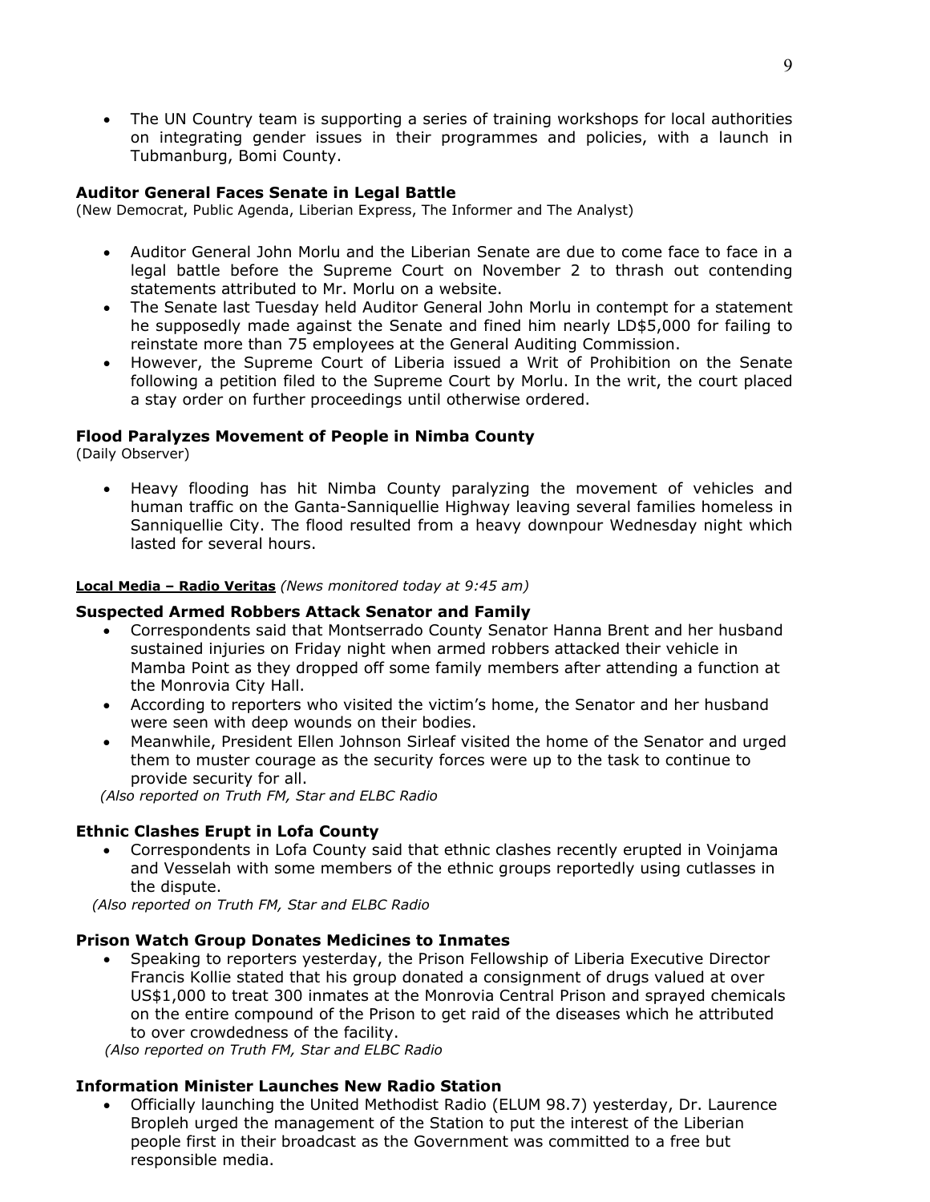- The UN Country team is supporting a series of training workshops for local authorities on integrating gender issues in their programmes and policies, with a launch in Tubmanburg, Bomi County.

**Auditor General Faces Senate in Legal Battle**
(New Democrat, Public Agenda, Liberian Express, The Informer and The Analyst)

- Auditor General John Morlu and the Liberian Senate are due to come face to face in a legal battle before the Supreme Court on November 2 to thrash out contending statements attributed to Mr. Morlu on a website.
- The Senate last Tuesday held Auditor General John Morlu in contempt for a statement he supposedly made against the Senate and fined him nearly LD$5,000 for failing to reinstate more than 75 employees at the General Auditing Commission.
- However, the Supreme Court of Liberia issued a Writ of Prohibition on the Senate following a petition filed to the Supreme Court by Morlu. In the writ, the court placed a stay order on further proceedings until otherwise ordered.

**Flood Paralyzes Movement of People in Nimba County**
(Daily Observer)

- Heavy flooding has hit Nimba County paralyzing the movement of vehicles and human traffic on the Ganta-Sanniquellie Highway leaving several families homeless in Sanniquellie City. The flood resulted from a heavy downpour Wednesday night which lasted for several hours.

**Local Media – Radio Veritas** *(News monitored today at 9:45 am)*

**Suspected Armed Robbers Attack Senator and Family**

- Correspondents said that Montserrado County Senator Hanna Brent and her husband sustained injuries on Friday night when armed robbers attacked their vehicle in Mamba Point as they dropped off some family members after attending a function at the Monrovia City Hall.
- According to reporters who visited the victim's home, the Senator and her husband were seen with deep wounds on their bodies.
- Meanwhile, President Ellen Johnson Sirleaf visited the home of the Senator and urged them to muster courage as the security forces were up to the task to continue to provide security for all.

*(Also reported on Truth FM, Star and ELBC Radio*

**Ethnic Clashes Erupt in Lofa County**

- Correspondents in Lofa County said that ethnic clashes recently erupted in Voinjama and Vesselah with some members of the ethnic groups reportedly using cutlasses in the dispute.

*(Also reported on Truth FM, Star and ELBC Radio*

**Prison Watch Group Donates Medicines to Inmates**

- Speaking to reporters yesterday, the Prison Fellowship of Liberia Executive Director Francis Kollie stated that his group donated a consignment of drugs valued at over US$1,000 to treat 300 inmates at the Monrovia Central Prison and sprayed chemicals on the entire compound of the Prison to get raid of the diseases which he attributed to over crowdedness of the facility.

*(Also reported on Truth FM, Star and ELBC Radio*

**Information Minister Launches New Radio Station**

- Officially launching the United Methodist Radio (ELUM 98.7) yesterday, Dr. Laurence Bropleh urged the management of the Station to put the interest of the Liberian people first in their broadcast as the Government was committed to a free but responsible media.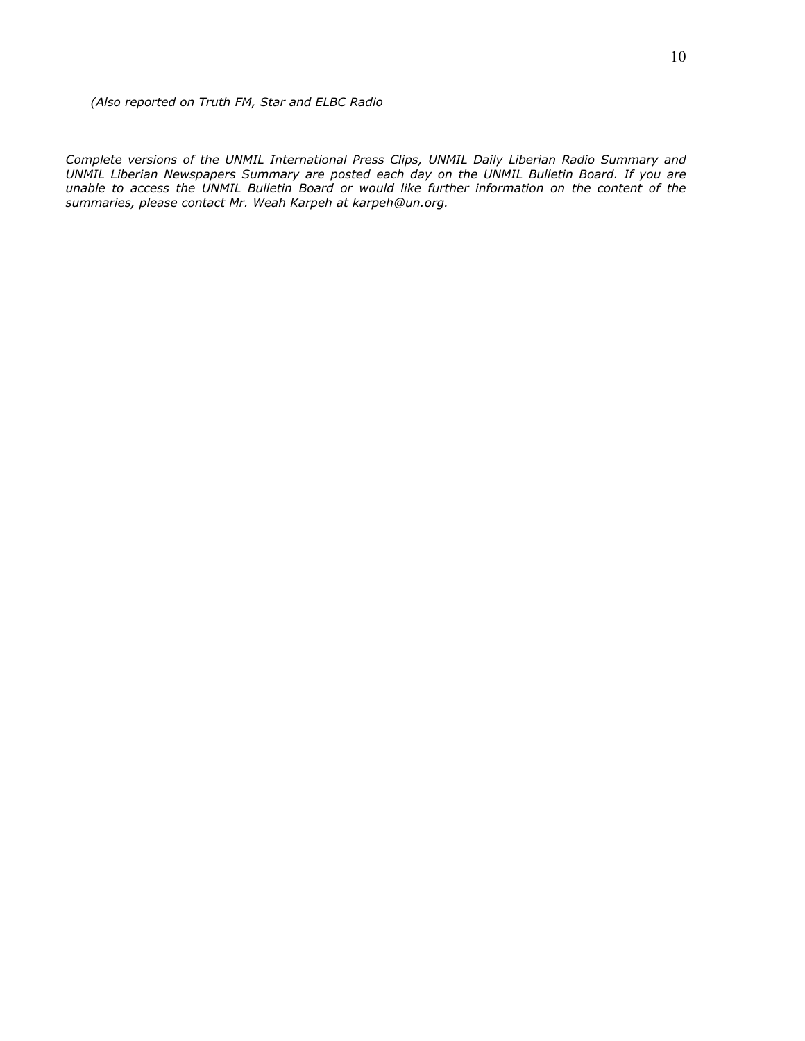*(Also reported on Truth FM, Star and ELBC Radio*

*Complete versions of the UNMIL International Press Clips, UNMIL Daily Liberian Radio Summary and UNMIL Liberian Newspapers Summary are posted each day on the UNMIL Bulletin Board. If you are unable to access the UNMIL Bulletin Board or would like further information on the content of the summaries, please contact Mr. Weah Karpeh at karpeh@un.org.*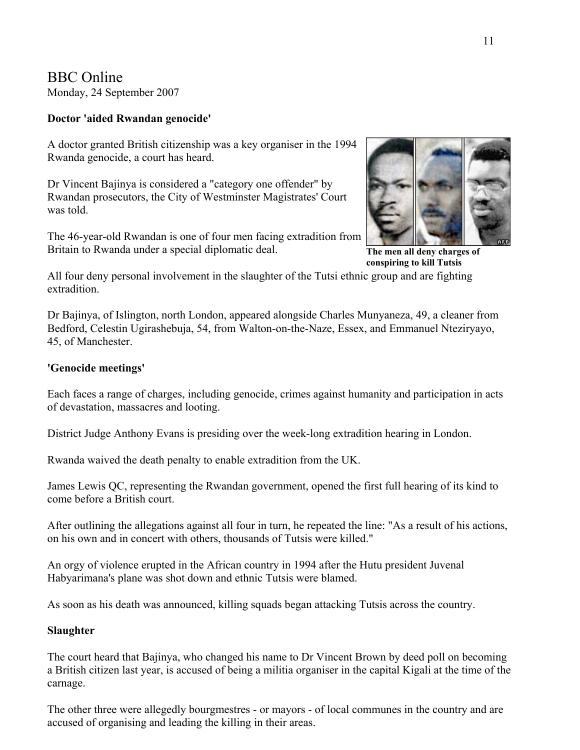# BBC Online

Monday, 24 September 2007

**Doctor 'aided Rwandan genocide'**

A doctor granted British citizenship was a key organiser in the 1994 Rwanda genocide, a court has heard.

Dr Vincent Bajinya is considered a "category one offender" by Rwandan prosecutors, the City of Westminster Magistrates' Court was told.

The 46-year-old Rwandan is one of four men facing extradition from Britain to Rwanda under a special diplomatic deal.

**The men all deny charges of conspiring to kill Tutsis**

All four deny personal involvement in the slaughter of the Tutsi ethnic group and are fighting extradition.

Dr Bajinya, of Islington, north London, appeared alongside Charles Munyaneza, 49, a cleaner from Bedford, Celestin Ugirashebuja, 54, from Walton-on-the-Naze, Essex, and Emmanuel Nteziryayo, 45, of Manchester.

**'Genocide meetings'**

Each faces a range of charges, including genocide, crimes against humanity and participation in acts of devastation, massacres and looting.

District Judge Anthony Evans is presiding over the week-long extradition hearing in London.

Rwanda waived the death penalty to enable extradition from the UK.

James Lewis QC, representing the Rwandan government, opened the first full hearing of its kind to come before a British court.

After outlining the allegations against all four in turn, he repeated the line: "As a result of his actions, on his own and in concert with others, thousands of Tutsis were killed."

An orgy of violence erupted in the African country in 1994 after the Hutu president Juvenal Habyarimana's plane was shot down and ethnic Tutsis were blamed.

As soon as his death was announced, killing squads began attacking Tutsis across the country.

**Slaughter**

The court heard that Bajinya, who changed his name to Dr Vincent Brown by deed poll on becoming a British citizen last year, is accused of being a militia organiser in the capital Kigali at the time of the carnage.

The other three were allegedly bourgmestres - or mayors - of local communes in the country and are accused of organising and leading the killing in their areas.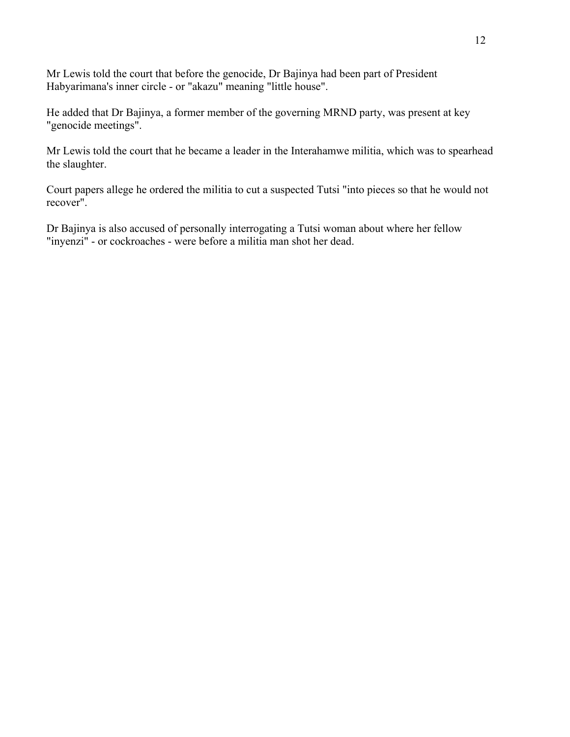Mr Lewis told the court that before the genocide, Dr Bajinya had been part of President Habyarimana's inner circle - or "akazu" meaning "little house".

He added that Dr Bajinya, a former member of the governing MRND party, was present at key "genocide meetings".

Mr Lewis told the court that he became a leader in the Interahamwe militia, which was to spearhead the slaughter.

Court papers allege he ordered the militia to cut a suspected Tutsi "into pieces so that he would not recover".

Dr Bajinya is also accused of personally interrogating a Tutsi woman about where her fellow "inyenzi" - or cockroaches - were before a militia man shot her dead.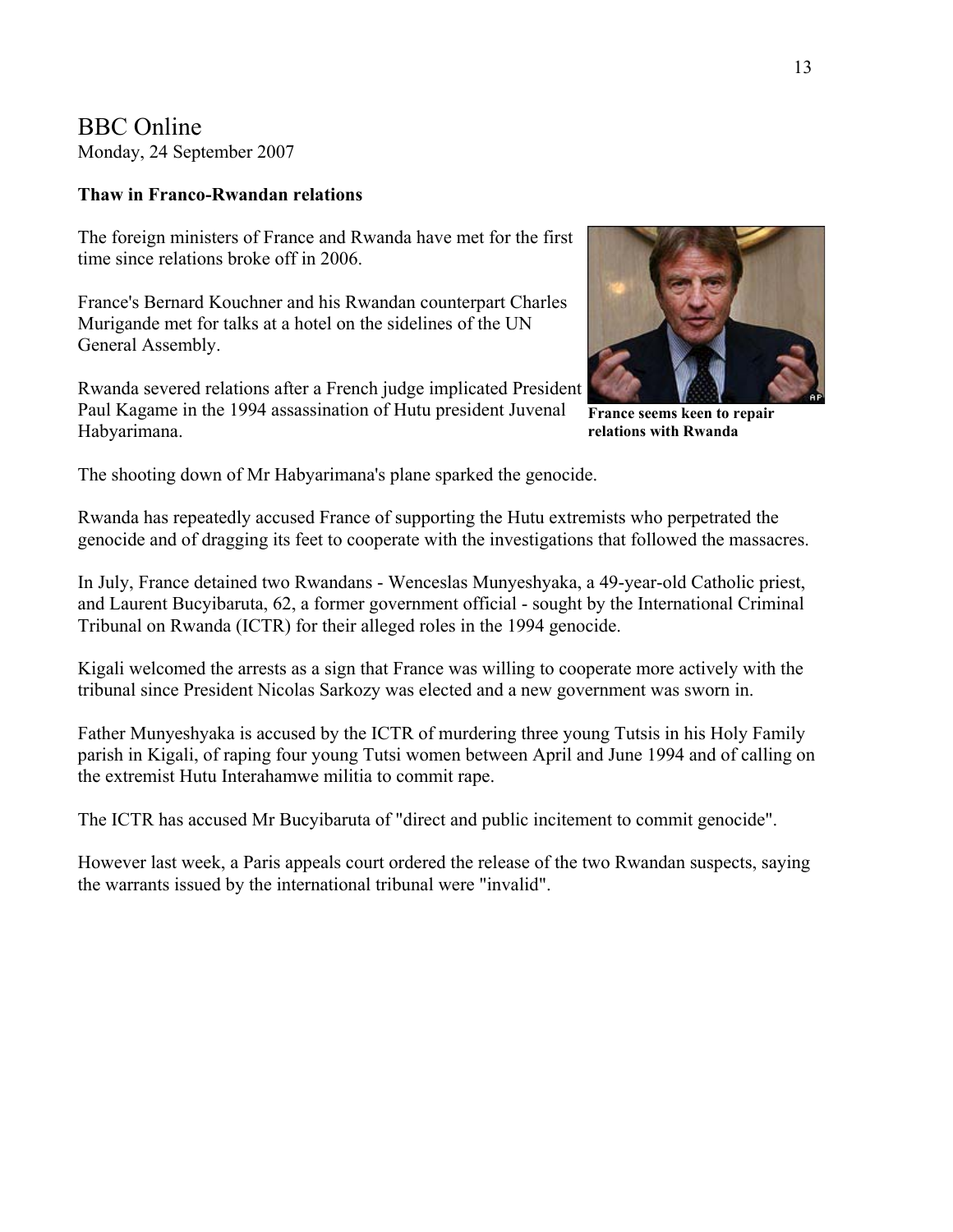# BBC Online

Monday, 24 September 2007

**Thaw in Franco-Rwandan relations**

The foreign ministers of France and Rwanda have met for the first time since relations broke off in 2006.

France's Bernard Kouchner and his Rwandan counterpart Charles Murigande met for talks at a hotel on the sidelines of the UN General Assembly.

**France seems keen to repair relations with Rwanda**

Rwanda severed relations after a French judge implicated President Paul Kagame in the 1994 assassination of Hutu president Juvenal Habyarimana.

The shooting down of Mr Habyarimana's plane sparked the genocide.

Rwanda has repeatedly accused France of supporting the Hutu extremists who perpetrated the genocide and of dragging its feet to cooperate with the investigations that followed the massacres.

In July, France detained two Rwandans - Wenceslas Munyeshyaka, a 49-year-old Catholic priest, and Laurent Bucyibaruta, 62, a former government official - sought by the International Criminal Tribunal on Rwanda (ICTR) for their alleged roles in the 1994 genocide.

Kigali welcomed the arrests as a sign that France was willing to cooperate more actively with the tribunal since President Nicolas Sarkozy was elected and a new government was sworn in.

Father Munyeshyaka is accused by the ICTR of murdering three young Tutsis in his Holy Family parish in Kigali, of raping four young Tutsi women between April and June 1994 and of calling on the extremist Hutu Interahamwe militia to commit rape.

The ICTR has accused Mr Bucyibaruta of "direct and public incitement to commit genocide".

However last week, a Paris appeals court ordered the release of the two Rwandan suspects, saying the warrants issued by the international tribunal were "invalid".